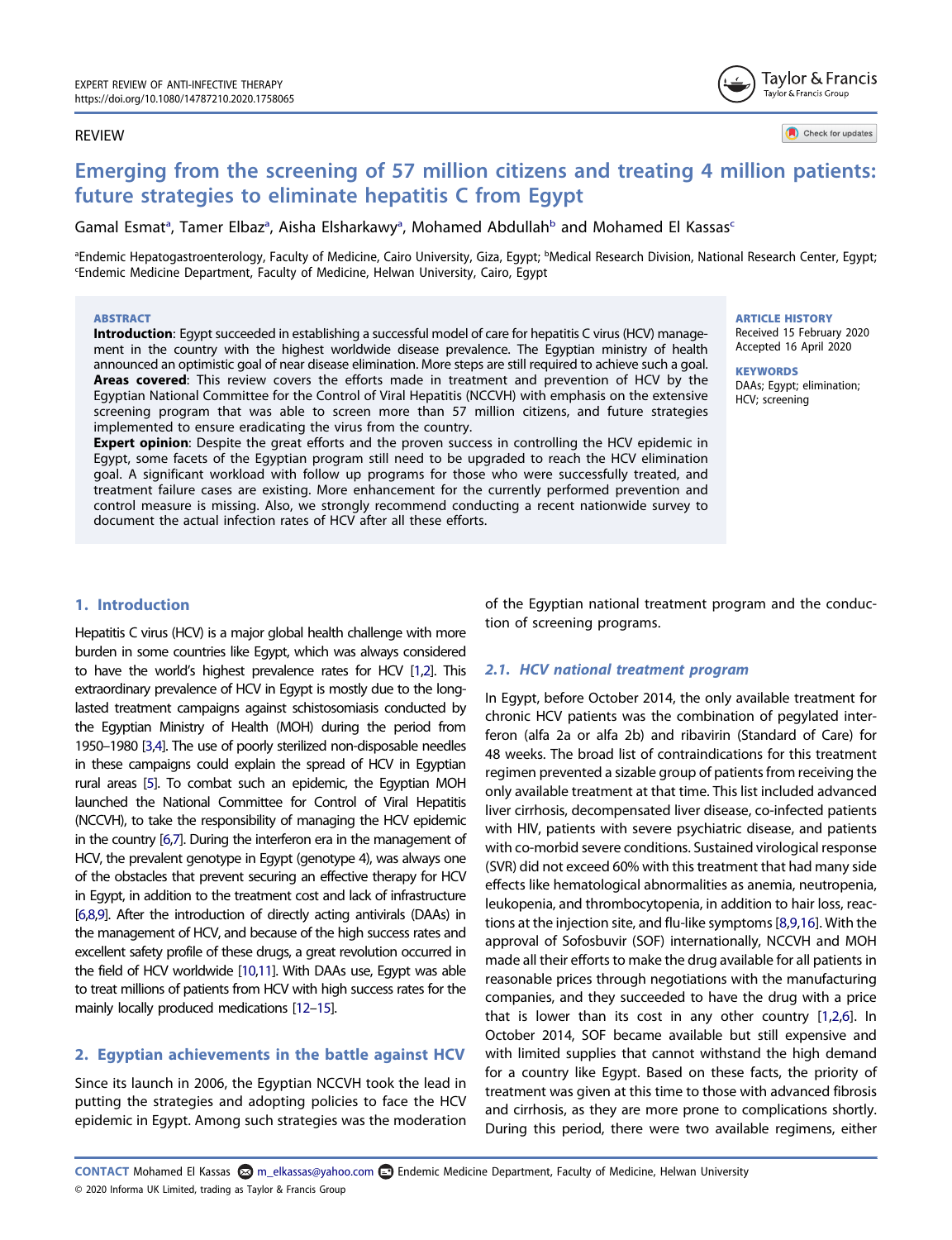REVIEW

# Emerging from the screening of 57 million citizens and treating 4 million patients: future strategies to eliminate hepatitis C from Egypt

Gamal Esmat[a], Tamer Elbaz[a], Aisha Elsharkawy[a], Mohamed Abdullah[b] and Mohamed El Kassas[c]

[a]Endemic Hepatogastroenterology, Faculty of Medicine, Cairo University, Giza, Egypt; [b]Medical Research Division, National Research Center, Egypt; [c]Endemic Medicine Department, Faculty of Medicine, Helwan University, Cairo, Egypt

**ABSTRACT**

**Introduction**: Egypt succeeded in establishing a successful model of care for hepatitis C virus (HCV) management in the country with the highest worldwide disease prevalence. The Egyptian ministry of health announced an optimistic goal of near disease elimination. More steps are still required to achieve such a goal.
**Areas covered**: This review covers the efforts made in treatment and prevention of HCV by the Egyptian National Committee for the Control of Viral Hepatitis (NCCVH) with emphasis on the extensive screening program that was able to screen more than 57 million citizens, and future strategies implemented to ensure eradicating the virus from the country.
**Expert opinion**: Despite the great efforts and the proven success in controlling the HCV epidemic in Egypt, some facets of the Egyptian program still need to be upgraded to reach the HCV elimination goal. A significant workload with follow up programs for those who were successfully treated, and treatment failure cases are existing. More enhancement for the currently performed prevention and control measure is missing. Also, we strongly recommend conducting a recent nationwide survey to document the actual infection rates of HCV after all these efforts.

**ARTICLE HISTORY**
Received 15 February 2020
Accepted 16 April 2020

**KEYWORDS**
DAAs; Egypt; elimination; HCV; screening

## 1. Introduction

Hepatitis C virus (HCV) is a major global health challenge with more burden in some countries like Egypt, which was always considered to have the world's highest prevalence rates for HCV [1,2]. This extraordinary prevalence of HCV in Egypt is mostly due to the long-lasted treatment campaigns against schistosomiasis conducted by the Egyptian Ministry of Health (MOH) during the period from 1950–1980 [3,4]. The use of poorly sterilized non-disposable needles in these campaigns could explain the spread of HCV in Egyptian rural areas [5]. To combat such an epidemic, the Egyptian MOH launched the National Committee for Control of Viral Hepatitis (NCCVH), to take the responsibility of managing the HCV epidemic in the country [6,7]. During the interferon era in the management of HCV, the prevalent genotype in Egypt (genotype 4), was always one of the obstacles that prevent securing an effective therapy for HCV in Egypt, in addition to the treatment cost and lack of infrastructure [6,8,9]. After the introduction of directly acting antivirals (DAAs) in the management of HCV, and because of the high success rates and excellent safety profile of these drugs, a great revolution occurred in the field of HCV worldwide [10,11]. With DAAs use, Egypt was able to treat millions of patients from HCV with high success rates for the mainly locally produced medications [12–15].

## 2. Egyptian achievements in the battle against HCV

Since its launch in 2006, the Egyptian NCCVH took the lead in putting the strategies and adopting policies to face the HCV epidemic in Egypt. Among such strategies was the moderation of the Egyptian national treatment program and the conduction of screening programs.

### 2.1. HCV national treatment program

In Egypt, before October 2014, the only available treatment for chronic HCV patients was the combination of pegylated interferon (alfa 2a or alfa 2b) and ribavirin (Standard of Care) for 48 weeks. The broad list of contraindications for this treatment regimen prevented a sizable group of patients from receiving the only available treatment at that time. This list included advanced liver cirrhosis, decompensated liver disease, co-infected patients with HIV, patients with severe psychiatric disease, and patients with co-morbid severe conditions. Sustained virological response (SVR) did not exceed 60% with this treatment that had many side effects like hematological abnormalities as anemia, neutropenia, leukopenia, and thrombocytopenia, in addition to hair loss, reactions at the injection site, and flu-like symptoms [8,9,16]. With the approval of Sofosbuvir (SOF) internationally, NCCVH and MOH made all their efforts to make the drug available for all patients in reasonable prices through negotiations with the manufacturing companies, and they succeeded to have the drug with a price that is lower than its cost in any other country [1,2,6]. In October 2014, SOF became available but still expensive and with limited supplies that cannot withstand the high demand for a country like Egypt. Based on these facts, the priority of treatment was given at this time to those with advanced fibrosis and cirrhosis, as they are more prone to complications shortly. During this period, there were two available regimens, either

**CONTACT** Mohamed El Kassas m_elkassas@yahoo.com Endemic Medicine Department, Faculty of Medicine, Helwan University
© 2020 Informa UK Limited, trading as Taylor & Francis Group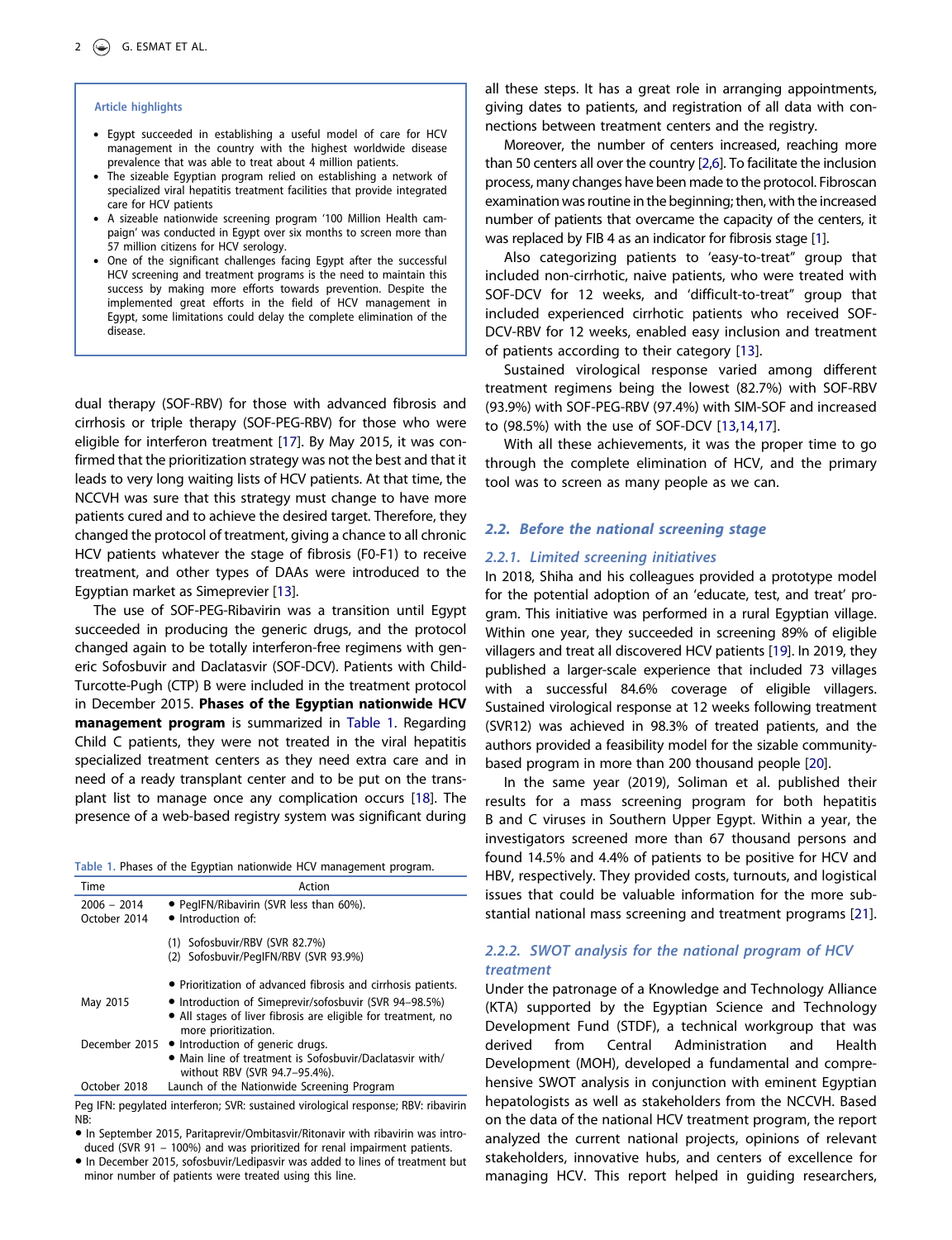**Article highlights**

- Egypt succeeded in establishing a useful model of care for HCV management in the country with the highest worldwide disease prevalence that was able to treat about 4 million patients.
- The sizeable Egyptian program relied on establishing a network of specialized viral hepatitis treatment facilities that provide integrated care for HCV patients
- A sizeable nationwide screening program '100 Million Health campaign' was conducted in Egypt over six months to screen more than 57 million citizens for HCV serology.
- One of the significant challenges facing Egypt after the successful HCV screening and treatment programs is the need to maintain this success by making more efforts towards prevention. Despite the implemented great efforts in the field of HCV management in Egypt, some limitations could delay the complete elimination of the disease.

dual therapy (SOF-RBV) for those with advanced fibrosis and cirrhosis or triple therapy (SOF-PEG-RBV) for those who were eligible for interferon treatment [17]. By May 2015, it was confirmed that the prioritization strategy was not the best and that it leads to very long waiting lists of HCV patients. At that time, the NCCVH was sure that this strategy must change to have more patients cured and to achieve the desired target. Therefore, they changed the protocol of treatment, giving a chance to all chronic HCV patients whatever the stage of fibrosis (F0-F1) to receive treatment, and other types of DAAs were introduced to the Egyptian market as Simeprevier [13].

The use of SOF-PEG-Ribavirin was a transition until Egypt succeeded in producing the generic drugs, and the protocol changed again to be totally interferon-free regimens with generic Sofosbuvir and Daclatasvir (SOF-DCV). Patients with Child-Turcotte-Pugh (CTP) B were included in the treatment protocol in December 2015. **Phases of the Egyptian nationwide HCV management program** is summarized in Table 1. Regarding Child C patients, they were not treated in the viral hepatitis specialized treatment centers as they need extra care and in need of a ready transplant center and to be put on the transplant list to manage once any complication occurs [18]. The presence of a web-based registry system was significant during all these steps. It has a great role in arranging appointments, giving dates to patients, and registration of all data with connections between treatment centers and the registry.

Table 1. Phases of the Egyptian nationwide HCV management program.

| Time | Action |
|---|---|
| 2006 – 2014 | • PegIFN/Ribavirin (SVR less than 60%). |
| October 2014 | • Introduction of: (1) Sofosbuvir/RBV (SVR 82.7%) (2) Sofosbuvir/PegIFN/RBV (SVR 93.9%) • Prioritization of advanced fibrosis and cirrhosis patients. |
| May 2015 | • Introduction of Simeprevir/sofosbuvir (SVR 94–98.5%) • All stages of liver fibrosis are eligible for treatment, no more prioritization. |
| December 2015 | • Introduction of generic drugs. • Main line of treatment is Sofosbuvir/Daclatasvir with/without RBV (SVR 94.7–95.4%). |
| October 2018 | Launch of the Nationwide Screening Program |

Peg IFN: pegylated interferon; SVR: sustained virological response; RBV: ribavirin
NB:
- In September 2015, Paritaprevir/Ombitasvir/Ritonavir with ribavirin was introduced (SVR 91 – 100%) and was prioritized for renal impairment patients.
- In December 2015, sofosbuvir/Ledipasvir was added to lines of treatment but minor number of patients were treated using this line.

Moreover, the number of centers increased, reaching more than 50 centers all over the country [2,6]. To facilitate the inclusion process, many changes have been made to the protocol. Fibroscan examination was routine in the beginning; then, with the increased number of patients that overcame the capacity of the centers, it was replaced by FIB 4 as an indicator for fibrosis stage [1].

Also categorizing patients to 'easy-to-treat" group that included non-cirrhotic, naive patients, who were treated with SOF-DCV for 12 weeks, and 'difficult-to-treat" group that included experienced cirrhotic patients who received SOF-DCV-RBV for 12 weeks, enabled easy inclusion and treatment of patients according to their category [13].

Sustained virological response varied among different treatment regimens being the lowest (82.7%) with SOF-RBV (93.9%) with SOF-PEG-RBV (97.4%) with SIM-SOF and increased to (98.5%) with the use of SOF-DCV [13,14,17].

With all these achievements, it was the proper time to go through the complete elimination of HCV, and the primary tool was to screen as many people as we can.

## 2.2. Before the national screening stage

### 2.2.1. Limited screening initiatives

In 2018, Shiha and his colleagues provided a prototype model for the potential adoption of an 'educate, test, and treat' program. This initiative was performed in a rural Egyptian village. Within one year, they succeeded in screening 89% of eligible villagers and treat all discovered HCV patients [19]. In 2019, they published a larger-scale experience that included 73 villages with a successful 84.6% coverage of eligible villagers. Sustained virological response at 12 weeks following treatment (SVR12) was achieved in 98.3% of treated patients, and the authors provided a feasibility model for the sizable community-based program in more than 200 thousand people [20].

In the same year (2019), Soliman et al. published their results for a mass screening program for both hepatitis B and C viruses in Southern Upper Egypt. Within a year, the investigators screened more than 67 thousand persons and found 14.5% and 4.4% of patients to be positive for HCV and HBV, respectively. They provided costs, turnouts, and logistical issues that could be valuable information for the more substantial national mass screening and treatment programs [21].

### 2.2.2. SWOT analysis for the national program of HCV treatment

Under the patronage of a Knowledge and Technology Alliance (KTA) supported by the Egyptian Science and Technology Development Fund (STDF), a technical workgroup that was derived from Central Administration and Health Development (MOH), developed a fundamental and comprehensive SWOT analysis in conjunction with eminent Egyptian hepatologists as well as stakeholders from the NCCVH. Based on the data of the national HCV treatment program, the report analyzed the current national projects, opinions of relevant stakeholders, innovative hubs, and centers of excellence for managing HCV. This report helped in guiding researchers,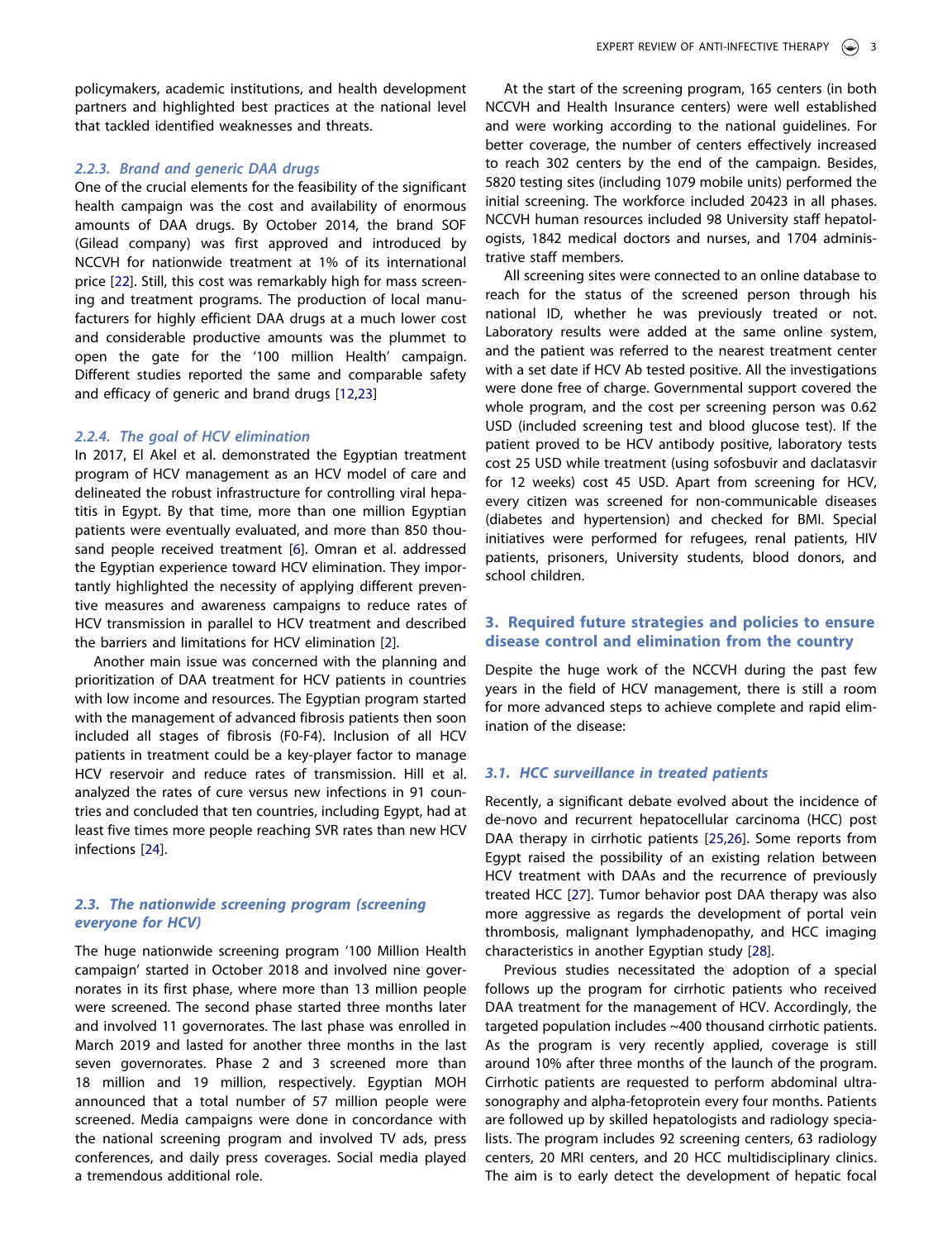policymakers, academic institutions, and health development partners and highlighted best practices at the national level that tackled identified weaknesses and threats.

#### *2.2.3. Brand and generic DAA drugs*

One of the crucial elements for the feasibility of the significant health campaign was the cost and availability of enormous amounts of DAA drugs. By October 2014, the brand SOF (Gilead company) was first approved and introduced by NCCVH for nationwide treatment at 1% of its international price [22]. Still, this cost was remarkably high for mass screening and treatment programs. The production of local manufacturers for highly efficient DAA drugs at a much lower cost and considerable productive amounts was the plummet to open the gate for the '100 million Health' campaign. Different studies reported the same and comparable safety and efficacy of generic and brand drugs [12,23]

#### *2.2.4. The goal of HCV elimination*

In 2017, El Akel et al. demonstrated the Egyptian treatment program of HCV management as an HCV model of care and delineated the robust infrastructure for controlling viral hepatitis in Egypt. By that time, more than one million Egyptian patients were eventually evaluated, and more than 850 thousand people received treatment [6]. Omran et al. addressed the Egyptian experience toward HCV elimination. They importantly highlighted the necessity of applying different preventive measures and awareness campaigns to reduce rates of HCV transmission in parallel to HCV treatment and described the barriers and limitations for HCV elimination [2].

Another main issue was concerned with the planning and prioritization of DAA treatment for HCV patients in countries with low income and resources. The Egyptian program started with the management of advanced fibrosis patients then soon included all stages of fibrosis (F0-F4). Inclusion of all HCV patients in treatment could be a key-player factor to manage HCV reservoir and reduce rates of transmission. Hill et al. analyzed the rates of cure versus new infections in 91 countries and concluded that ten countries, including Egypt, had at least five times more people reaching SVR rates than new HCV infections [24].

### *2.3. The nationwide screening program (screening everyone for HCV)*

The huge nationwide screening program '100 Million Health campaign' started in October 2018 and involved nine governorates in its first phase, where more than 13 million people were screened. The second phase started three months later and involved 11 governorates. The last phase was enrolled in March 2019 and lasted for another three months in the last seven governorates. Phase 2 and 3 screened more than 18 million and 19 million, respectively. Egyptian MOH announced that a total number of 57 million people were screened. Media campaigns were done in concordance with the national screening program and involved TV ads, press conferences, and daily press coverages. Social media played a tremendous additional role.

At the start of the screening program, 165 centers (in both NCCVH and Health Insurance centers) were well established and were working according to the national guidelines. For better coverage, the number of centers effectively increased to reach 302 centers by the end of the campaign. Besides, 5820 testing sites (including 1079 mobile units) performed the initial screening. The workforce included 20423 in all phases. NCCVH human resources included 98 University staff hepatologists, 1842 medical doctors and nurses, and 1704 administrative staff members.

All screening sites were connected to an online database to reach for the status of the screened person through his national ID, whether he was previously treated or not. Laboratory results were added at the same online system, and the patient was referred to the nearest treatment center with a set date if HCV Ab tested positive. All the investigations were done free of charge. Governmental support covered the whole program, and the cost per screening person was 0.62 USD (included screening test and blood glucose test). If the patient proved to be HCV antibody positive, laboratory tests cost 25 USD while treatment (using sofosbuvir and daclatasvir for 12 weeks) cost 45 USD. Apart from screening for HCV, every citizen was screened for non-communicable diseases (diabetes and hypertension) and checked for BMI. Special initiatives were performed for refugees, renal patients, HIV patients, prisoners, University students, blood donors, and school children.

## 3. Required future strategies and policies to ensure disease control and elimination from the country

Despite the huge work of the NCCVH during the past few years in the field of HCV management, there is still a room for more advanced steps to achieve complete and rapid elimination of the disease:

### *3.1. HCC surveillance in treated patients*

Recently, a significant debate evolved about the incidence of de-novo and recurrent hepatocellular carcinoma (HCC) post DAA therapy in cirrhotic patients [25,26]. Some reports from Egypt raised the possibility of an existing relation between HCV treatment with DAAs and the recurrence of previously treated HCC [27]. Tumor behavior post DAA therapy was also more aggressive as regards the development of portal vein thrombosis, malignant lymphadenopathy, and HCC imaging characteristics in another Egyptian study [28].

Previous studies necessitated the adoption of a special follows up the program for cirrhotic patients who received DAA treatment for the management of HCV. Accordingly, the targeted population includes ~400 thousand cirrhotic patients. As the program is very recently applied, coverage is still around 10% after three months of the launch of the program. Cirrhotic patients are requested to perform abdominal ultrasonography and alpha-fetoprotein every four months. Patients are followed up by skilled hepatologists and radiology specialists. The program includes 92 screening centers, 63 radiology centers, 20 MRI centers, and 20 HCC multidisciplinary clinics. The aim is to early detect the development of hepatic focal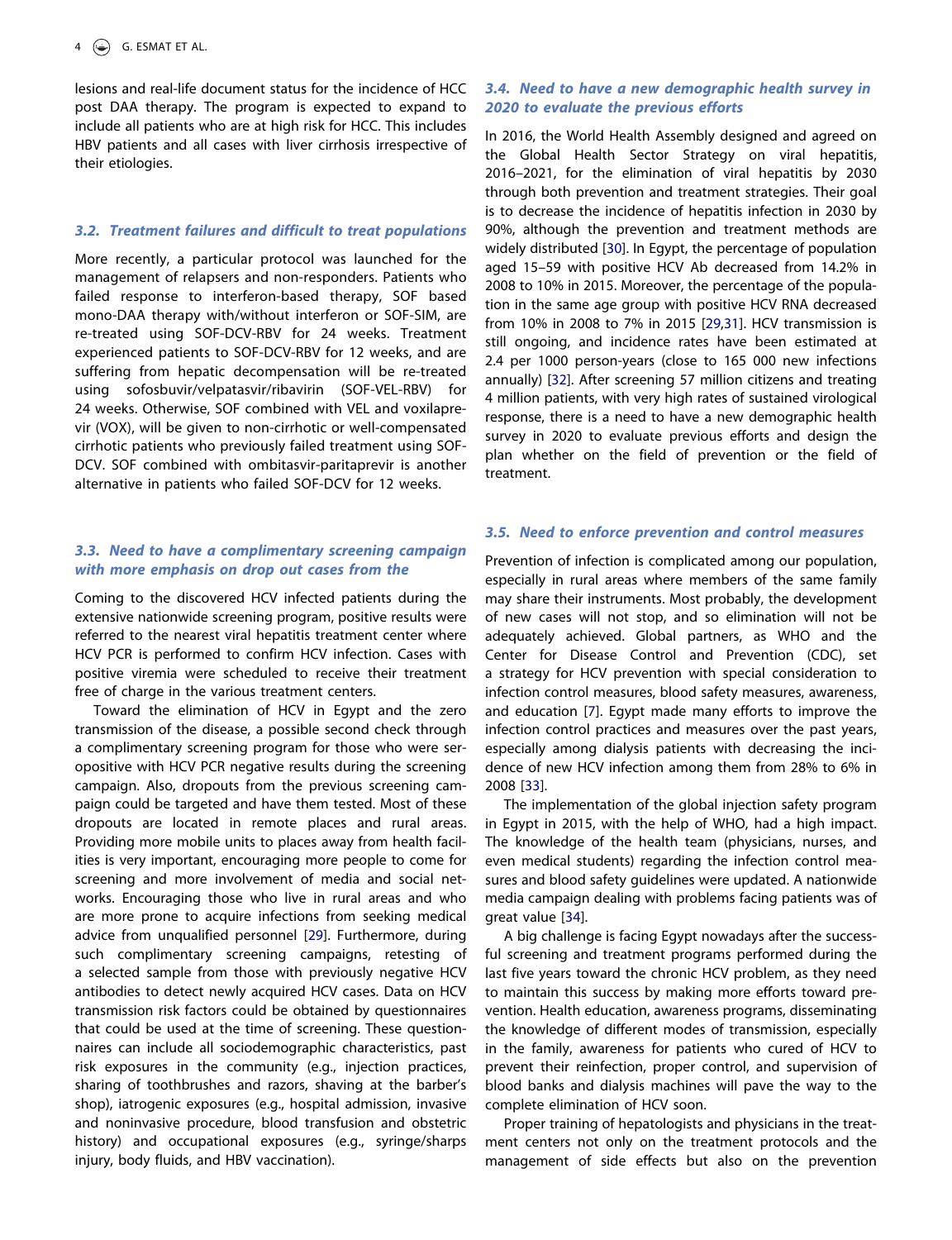lesions and real-life document status for the incidence of HCC post DAA therapy. The program is expected to expand to include all patients who are at high risk for HCC. This includes HBV patients and all cases with liver cirrhosis irrespective of their etiologies.

### 3.2. Treatment failures and difficult to treat populations

More recently, a particular protocol was launched for the management of relapsers and non-responders. Patients who failed response to interferon-based therapy, SOF based mono-DAA therapy with/without interferon or SOF-SIM, are re-treated using SOF-DCV-RBV for 24 weeks. Treatment experienced patients to SOF-DCV-RBV for 12 weeks, and are suffering from hepatic decompensation will be re-treated using sofosbuvir/velpatasvir/ribavirin (SOF-VEL-RBV) for 24 weeks. Otherwise, SOF combined with VEL and voxilaprevir (VOX), will be given to non-cirrhotic or well-compensated cirrhotic patients who previously failed treatment using SOF-DCV. SOF combined with ombitasvir-paritaprevir is another alternative in patients who failed SOF-DCV for 12 weeks.

### 3.3. Need to have a complimentary screening campaign with more emphasis on drop out cases from the

Coming to the discovered HCV infected patients during the extensive nationwide screening program, positive results were referred to the nearest viral hepatitis treatment center where HCV PCR is performed to confirm HCV infection. Cases with positive viremia were scheduled to receive their treatment free of charge in the various treatment centers.

Toward the elimination of HCV in Egypt and the zero transmission of the disease, a possible second check through a complimentary screening program for those who were seropositive with HCV PCR negative results during the screening campaign. Also, dropouts from the previous screening campaign could be targeted and have them tested. Most of these dropouts are located in remote places and rural areas. Providing more mobile units to places away from health facilities is very important, encouraging more people to come for screening and more involvement of media and social networks. Encouraging those who live in rural areas and who are more prone to acquire infections from seeking medical advice from unqualified personnel [29]. Furthermore, during such complimentary screening campaigns, retesting of a selected sample from those with previously negative HCV antibodies to detect newly acquired HCV cases. Data on HCV transmission risk factors could be obtained by questionnaires that could be used at the time of screening. These questionnaires can include all sociodemographic characteristics, past risk exposures in the community (e.g., injection practices, sharing of toothbrushes and razors, shaving at the barber's shop), iatrogenic exposures (e.g., hospital admission, invasive and noninvasive procedure, blood transfusion and obstetric history) and occupational exposures (e.g., syringe/sharps injury, body fluids, and HBV vaccination).

### 3.4. Need to have a new demographic health survey in 2020 to evaluate the previous efforts

In 2016, the World Health Assembly designed and agreed on the Global Health Sector Strategy on viral hepatitis, 2016–2021, for the elimination of viral hepatitis by 2030 through both prevention and treatment strategies. Their goal is to decrease the incidence of hepatitis infection in 2030 by 90%, although the prevention and treatment methods are widely distributed [30]. In Egypt, the percentage of population aged 15–59 with positive HCV Ab decreased from 14.2% in 2008 to 10% in 2015. Moreover, the percentage of the population in the same age group with positive HCV RNA decreased from 10% in 2008 to 7% in 2015 [29,31]. HCV transmission is still ongoing, and incidence rates have been estimated at 2.4 per 1000 person-years (close to 165 000 new infections annually) [32]. After screening 57 million citizens and treating 4 million patients, with very high rates of sustained virological response, there is a need to have a new demographic health survey in 2020 to evaluate previous efforts and design the plan whether on the field of prevention or the field of treatment.

### 3.5. Need to enforce prevention and control measures

Prevention of infection is complicated among our population, especially in rural areas where members of the same family may share their instruments. Most probably, the development of new cases will not stop, and so elimination will not be adequately achieved. Global partners, as WHO and the Center for Disease Control and Prevention (CDC), set a strategy for HCV prevention with special consideration to infection control measures, blood safety measures, awareness, and education [7]. Egypt made many efforts to improve the infection control practices and measures over the past years, especially among dialysis patients with decreasing the incidence of new HCV infection among them from 28% to 6% in 2008 [33].

The implementation of the global injection safety program in Egypt in 2015, with the help of WHO, had a high impact. The knowledge of the health team (physicians, nurses, and even medical students) regarding the infection control measures and blood safety guidelines were updated. A nationwide media campaign dealing with problems facing patients was of great value [34].

A big challenge is facing Egypt nowadays after the successful screening and treatment programs performed during the last five years toward the chronic HCV problem, as they need to maintain this success by making more efforts toward prevention. Health education, awareness programs, disseminating the knowledge of different modes of transmission, especially in the family, awareness for patients who cured of HCV to prevent their reinfection, proper control, and supervision of blood banks and dialysis machines will pave the way to the complete elimination of HCV soon.

Proper training of hepatologists and physicians in the treatment centers not only on the treatment protocols and the management of side effects but also on the prevention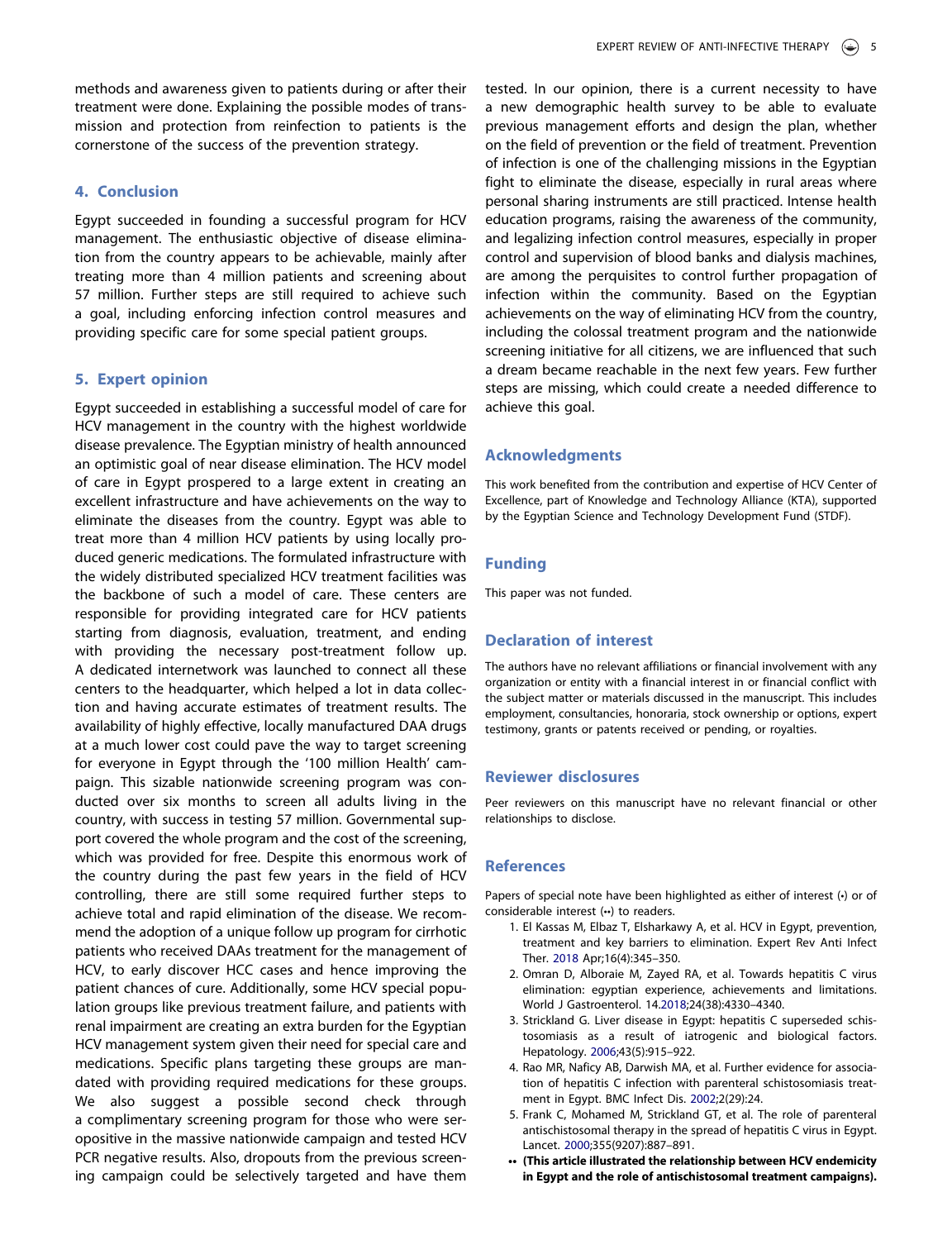methods and awareness given to patients during or after their treatment were done. Explaining the possible modes of transmission and protection from reinfection to patients is the cornerstone of the success of the prevention strategy.

## 4. Conclusion

Egypt succeeded in founding a successful program for HCV management. The enthusiastic objective of disease elimination from the country appears to be achievable, mainly after treating more than 4 million patients and screening about 57 million. Further steps are still required to achieve such a goal, including enforcing infection control measures and providing specific care for some special patient groups.

## 5. Expert opinion

Egypt succeeded in establishing a successful model of care for HCV management in the country with the highest worldwide disease prevalence. The Egyptian ministry of health announced an optimistic goal of near disease elimination. The HCV model of care in Egypt prospered to a large extent in creating an excellent infrastructure and have achievements on the way to eliminate the diseases from the country. Egypt was able to treat more than 4 million HCV patients by using locally produced generic medications. The formulated infrastructure with the widely distributed specialized HCV treatment facilities was the backbone of such a model of care. These centers are responsible for providing integrated care for HCV patients starting from diagnosis, evaluation, treatment, and ending with providing the necessary post-treatment follow up. A dedicated internetwork was launched to connect all these centers to the headquarter, which helped a lot in data collection and having accurate estimates of treatment results. The availability of highly effective, locally manufactured DAA drugs at a much lower cost could pave the way to target screening for everyone in Egypt through the '100 million Health' campaign. This sizable nationwide screening program was conducted over six months to screen all adults living in the country, with success in testing 57 million. Governmental support covered the whole program and the cost of the screening, which was provided for free. Despite this enormous work of the country during the past few years in the field of HCV controlling, there are still some required further steps to achieve total and rapid elimination of the disease. We recommend the adoption of a unique follow up program for cirrhotic patients who received DAAs treatment for the management of HCV, to early discover HCC cases and hence improving the patient chances of cure. Additionally, some HCV special population groups like previous treatment failure, and patients with renal impairment are creating an extra burden for the Egyptian HCV management system given their need for special care and medications. Specific plans targeting these groups are mandated with providing required medications for these groups. We also suggest a possible second check through a complimentary screening program for those who were seropositive in the massive nationwide campaign and tested HCV PCR negative results. Also, dropouts from the previous screening campaign could be selectively targeted and have them tested. In our opinion, there is a current necessity to have a new demographic health survey to be able to evaluate previous management efforts and design the plan, whether on the field of prevention or the field of treatment. Prevention of infection is one of the challenging missions in the Egyptian fight to eliminate the disease, especially in rural areas where personal sharing instruments are still practiced. Intense health education programs, raising the awareness of the community, and legalizing infection control measures, especially in proper control and supervision of blood banks and dialysis machines, are among the perquisites to control further propagation of infection within the community. Based on the Egyptian achievements on the way of eliminating HCV from the country, including the colossal treatment program and the nationwide screening initiative for all citizens, we are influenced that such a dream became reachable in the next few years. Few further steps are missing, which could create a needed difference to achieve this goal.

## Acknowledgments

This work benefited from the contribution and expertise of HCV Center of Excellence, part of Knowledge and Technology Alliance (KTA), supported by the Egyptian Science and Technology Development Fund (STDF).

## Funding

This paper was not funded.

## Declaration of interest

The authors have no relevant affiliations or financial involvement with any organization or entity with a financial interest in or financial conflict with the subject matter or materials discussed in the manuscript. This includes employment, consultancies, honoraria, stock ownership or options, expert testimony, grants or patents received or pending, or royalties.

## Reviewer disclosures

Peer reviewers on this manuscript have no relevant financial or other relationships to disclose.

## References

Papers of special note have been highlighted as either of interest (•) or of considerable interest (••) to readers.

1. El Kassas M, Elbaz T, Elsharkawy A, et al. HCV in Egypt, prevention, treatment and key barriers to elimination. Expert Rev Anti Infect Ther. 2018 Apr;16(4):345–350.
2. Omran D, Alboraie M, Zayed RA, et al. Towards hepatitis C virus elimination: egyptian experience, achievements and limitations. World J Gastroenterol. 14.2018;24(38):4330–4340.
3. Strickland G. Liver disease in Egypt: hepatitis C superseded schistosomiasis as a result of iatrogenic and biological factors. Hepatology. 2006;43(5):915–922.
4. Rao MR, Naficy AB, Darwish MA, et al. Further evidence for association of hepatitis C infection with parenteral schistosomiasis treatment in Egypt. BMC Infect Dis. 2002;2(29):24.
5. Frank C, Mohamed M, Strickland GT, et al. The role of parenteral antischistosomal therapy in the spread of hepatitis C virus in Egypt. Lancet. 2000;355(9207):887–891.
   - •• **(This article illustrated the relationship between HCV endemicity in Egypt and the role of antischistosomal treatment campaigns).**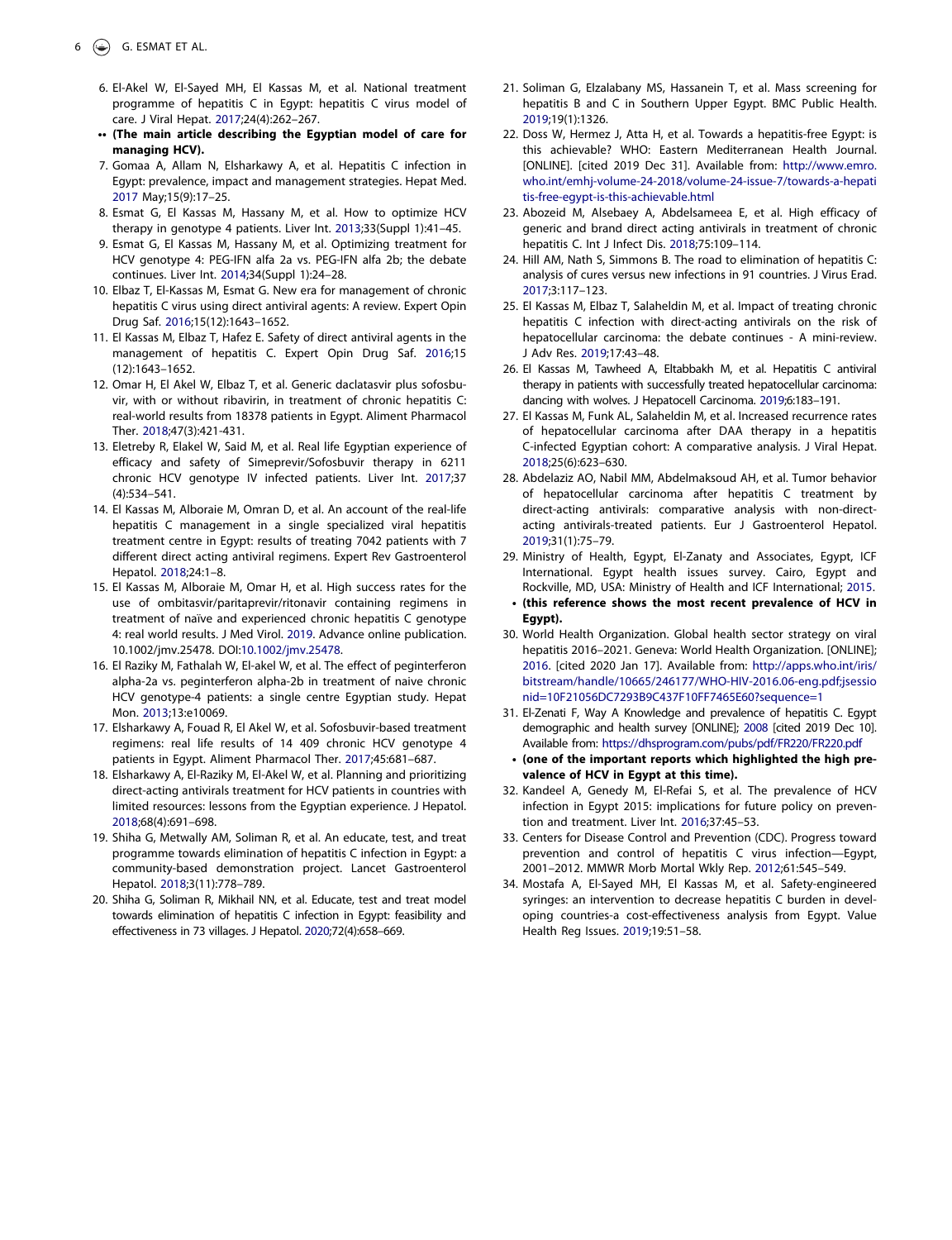6. El-Akel W, El-Sayed MH, El Kassas M, et al. National treatment programme of hepatitis C in Egypt: hepatitis C virus model of care. J Viral Hepat. 2017;24(4):262–267.

•• **(The main article describing the Egyptian model of care for managing HCV).**

7. Gomaa A, Allam N, Elsharkawy A, et al. Hepatitis C infection in Egypt: prevalence, impact and management strategies. Hepat Med. 2017 May;15(9):17–25.
8. Esmat G, El Kassas M, Hassany M, et al. How to optimize HCV therapy in genotype 4 patients. Liver Int. 2013;33(Suppl 1):41–45.
9. Esmat G, El Kassas M, Hassany M, et al. Optimizing treatment for HCV genotype 4: PEG-IFN alfa 2a vs. PEG-IFN alfa 2b; the debate continues. Liver Int. 2014;34(Suppl 1):24–28.
10. Elbaz T, El-Kassas M, Esmat G. New era for management of chronic hepatitis C virus using direct antiviral agents: A review. Expert Opin Drug Saf. 2016;15(12):1643–1652.
11. El Kassas M, Elbaz T, Hafez E. Safety of direct antiviral agents in the management of hepatitis C. Expert Opin Drug Saf. 2016;15 (12):1643–1652.
12. Omar H, El Akel W, Elbaz T, et al. Generic daclatasvir plus sofosbuvir, with or without ribavirin, in treatment of chronic hepatitis C: real-world results from 18378 patients in Egypt. Aliment Pharmacol Ther. 2018;47(3):421-431.
13. Eletreby R, Elakel W, Said M, et al. Real life Egyptian experience of efficacy and safety of Simeprevir/Sofosbuvir therapy in 6211 chronic HCV genotype IV infected patients. Liver Int. 2017;37 (4):534–541.
14. El Kassas M, Alboraie M, Omran D, et al. An account of the real-life hepatitis C management in a single specialized viral hepatitis treatment centre in Egypt: results of treating 7042 patients with 7 different direct acting antiviral regimens. Expert Rev Gastroenterol Hepatol. 2018;24:1–8.
15. El Kassas M, Alboraie M, Omar H, et al. High success rates for the use of ombitasvir/paritaprevir/ritonavir containing regimens in treatment of naïve and experienced chronic hepatitis C genotype 4: real world results. J Med Virol. 2019. Advance online publication. 10.1002/jmv.25478. DOI:10.1002/jmv.25478.
16. El Raziky M, Fathalah W, El-akel W, et al. The effect of peginterferon alpha-2a vs. peginterferon alpha-2b in treatment of naive chronic HCV genotype-4 patients: a single centre Egyptian study. Hepat Mon. 2013;13:e10069.
17. Elsharkawy A, Fouad R, El Akel W, et al. Sofosbuvir-based treatment regimens: real life results of 14 409 chronic HCV genotype 4 patients in Egypt. Aliment Pharmacol Ther. 2017;45:681–687.
18. Elsharkawy A, El-Raziky M, El-Akel W, et al. Planning and prioritizing direct-acting antivirals treatment for HCV patients in countries with limited resources: lessons from the Egyptian experience. J Hepatol. 2018;68(4):691–698.
19. Shiha G, Metwally AM, Soliman R, et al. An educate, test, and treat programme towards elimination of hepatitis C infection in Egypt: a community-based demonstration project. Lancet Gastroenterol Hepatol. 2018;3(11):778–789.
20. Shiha G, Soliman R, Mikhail NN, et al. Educate, test and treat model towards elimination of hepatitis C infection in Egypt: feasibility and effectiveness in 73 villages. J Hepatol. 2020;72(4):658–669.
21. Soliman G, Elzalabany MS, Hassanein T, et al. Mass screening for hepatitis B and C in Southern Upper Egypt. BMC Public Health. 2019;19(1):1326.
22. Doss W, Hermez J, Atta H, et al. Towards a hepatitis-free Egypt: is this achievable? WHO: Eastern Mediterranean Health Journal. [ONLINE]. [cited 2019 Dec 31]. Available from: http://www.emro.who.int/emhj-volume-24-2018/volume-24-issue-7/towards-a-hepatitis-free-egypt-is-this-achievable.html
23. Abozeid M, Alsebaey A, Abdelsameea E, et al. High efficacy of generic and brand direct acting antivirals in treatment of chronic hepatitis C. Int J Infect Dis. 2018;75:109–114.
24. Hill AM, Nath S, Simmons B. The road to elimination of hepatitis C: analysis of cures versus new infections in 91 countries. J Virus Erad. 2017;3:117–123.
25. El Kassas M, Elbaz T, Salaheldin M, et al. Impact of treating chronic hepatitis C infection with direct-acting antivirals on the risk of hepatocellular carcinoma: the debate continues - A mini-review. J Adv Res. 2019;17:43–48.
26. El Kassas M, Tawheed A, Eltabbakh M, et al. Hepatitis C antiviral therapy in patients with successfully treated hepatocellular carcinoma: dancing with wolves. J Hepatocell Carcinoma. 2019;6:183–191.
27. El Kassas M, Funk AL, Salaheldin M, et al. Increased recurrence rates of hepatocellular carcinoma after DAA therapy in a hepatitis C-infected Egyptian cohort: A comparative analysis. J Viral Hepat. 2018;25(6):623–630.
28. Abdelaziz AO, Nabil MM, Abdelmaksoud AH, et al. Tumor behavior of hepatocellular carcinoma after hepatitis C treatment by direct-acting antivirals: comparative analysis with non-direct-acting antivirals-treated patients. Eur J Gastroenterol Hepatol. 2019;31(1):75–79.
29. Ministry of Health, Egypt, El-Zanaty and Associates, Egypt, ICF International. Egypt health issues survey. Cairo, Egypt and Rockville, MD, USA: Ministry of Health and ICF International; 2015.

• **(this reference shows the most recent prevalence of HCV in Egypt).**

30. World Health Organization. Global health sector strategy on viral hepatitis 2016–2021. Geneva: World Health Organization. [ONLINE]; 2016. [cited 2020 Jan 17]. Available from: http://apps.who.int/iris/bitstream/handle/10665/246177/WHO-HIV-2016.06-eng.pdf;jsessionid=10F21056DC7293B9C437F10FF7465E60?sequence=1
31. El-Zenati F, Way A Knowledge and prevalence of hepatitis C. Egypt demographic and health survey [ONLINE]; 2008 [cited 2019 Dec 10]. Available from: https://dhsprogram.com/pubs/pdf/FR220/FR220.pdf

• **(one of the important reports which highlighted the high prevalence of HCV in Egypt at this time).**

32. Kandeel A, Genedy M, El-Refai S, et al. The prevalence of HCV infection in Egypt 2015: implications for future policy on prevention and treatment. Liver Int. 2016;37:45–53.
33. Centers for Disease Control and Prevention (CDC). Progress toward prevention and control of hepatitis C virus infection—Egypt, 2001–2012. MMWR Morb Mortal Wkly Rep. 2012;61:545–549.
34. Mostafa A, El-Sayed MH, El Kassas M, et al. Safety-engineered syringes: an intervention to decrease hepatitis C burden in developing countries-a cost-effectiveness analysis from Egypt. Value Health Reg Issues. 2019;19:51–58.